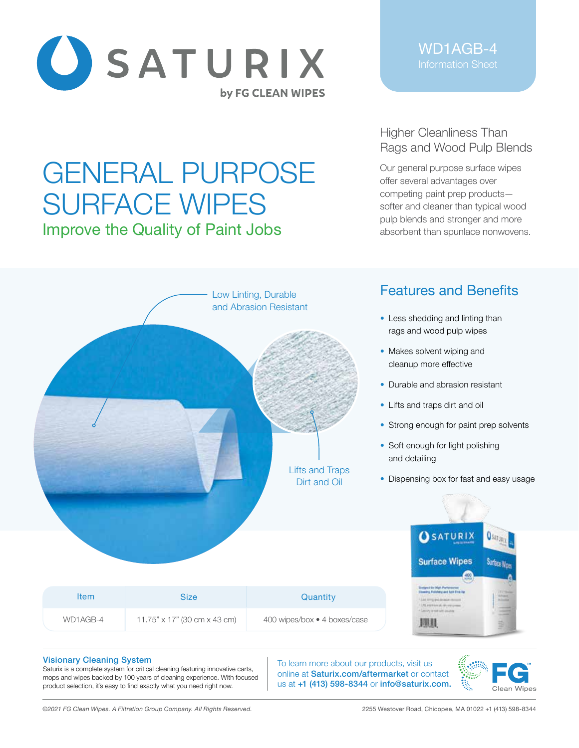# SATURIX

by FG CLEAN WIPES

WD1AGB-4
Information Sheet

# GENERAL PURPOSE SURFACE WIPES

## Improve the Quality of Paint Jobs

### Higher Cleanliness Than Rags and Wood Pulp Blends

Our general purpose surface wipes offer several advantages over competing paint prep products—softer and cleaner than typical wood pulp blends and stronger and more absorbent than spunlace nonwovens.

Low Linting, Durable and Abrasion Resistant

Lifts and Traps Dirt and Oil

## Features and Benefits

- Less shedding and linting than rags and wood pulp wipes
- Makes solvent wiping and cleanup more effective
- Durable and abrasion resistant
- Lifts and traps dirt and oil
- Strong enough for paint prep solvents
- Soft enough for light polishing and detailing
- Dispensing box for fast and easy usage

| Item | Size | Quantity |
| --- | --- | --- |
| WD1AGB-4 | 11.75" x 17" (30 cm x 43 cm) | 400 wipes/box • 4 boxes/case |

**Visionary Cleaning System**
Saturix is a complete system for critical cleaning featuring innovative carts, mops and wipes backed by 100 years of cleaning experience. With focused product selection, it's easy to find exactly what you need right now.

To learn more about our products, visit us online at **Saturix.com/aftermarket** or contact us at **+1 (413) 598-8344** or **info@saturix.com.**

FG™ Clean Wipes

*©2021 FG Clean Wipes. A Filtration Group Company. All Rights Reserved.*

2255 Westover Road, Chicopee, MA 01022 +1 (413) 598-8344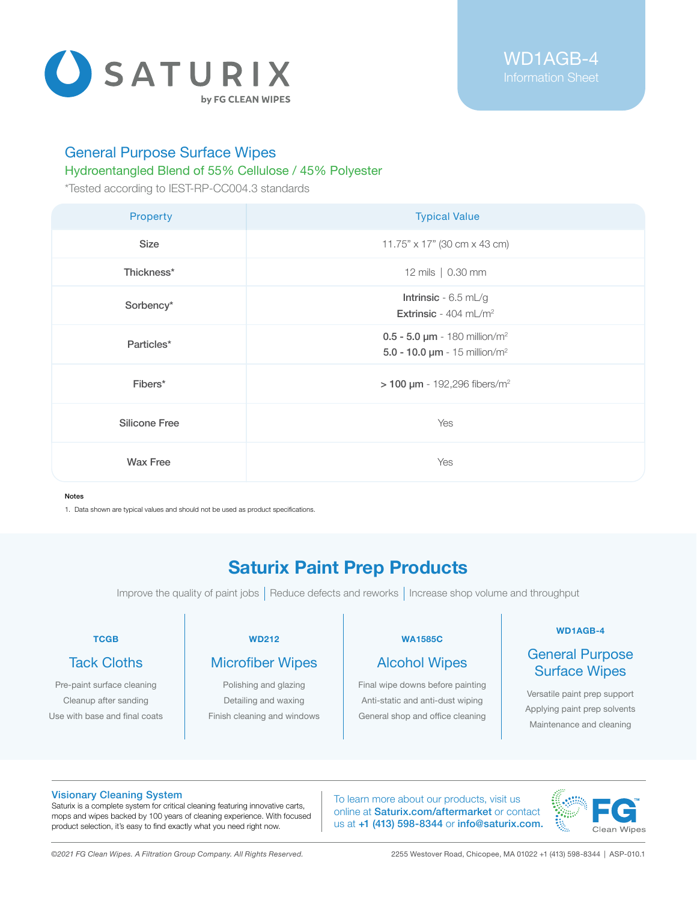SATURIX

by FG CLEAN WIPES

WD1AGB-4
Information Sheet

## General Purpose Surface Wipes

### Hydroentangled Blend of 55% Cellulose / 45% Polyester

*Tested according to IEST-RP-CC004.3 standards

| Property | Typical Value |
| --- | --- |
| Size | 11.75" x 17" (30 cm x 43 cm) |
| Thickness* | 12 mils \| 0.30 mm |
| Sorbency* | **Intrinsic** - 6.5 mL/g<br>**Extrinsic** - 404 mL/m$^2$ |
| Particles* | **0.5 - 5.0 µm** - 180 million/m$^2$<br>**5.0 - 10.0 µm** - 15 million/m$^2$ |
| Fibers* | **> 100 µm** - 192,296 fibers/m$^2$ |
| Silicone Free | Yes |
| Wax Free | Yes |

**Notes**

1. Data shown are typical values and should not be used as product specifications.

## Saturix Paint Prep Products

Improve the quality of paint jobs | Reduce defects and reworks | Increase shop volume and throughput

**TCGB**

### Tack Cloths

Pre-paint surface cleaning
Cleanup after sanding
Use with base and final coats

**WD212**

### Microfiber Wipes

Polishing and glazing
Detailing and waxing
Finish cleaning and windows

**WA1585C**

### Alcohol Wipes

Final wipe downs before painting
Anti-static and anti-dust wiping
General shop and office cleaning

**WD1AGB-4**

### General Purpose Surface Wipes

Versatile paint prep support
Applying paint prep solvents
Maintenance and cleaning

**Visionary Cleaning System**

Saturix is a complete system for critical cleaning featuring innovative carts, mops and wipes backed by 100 years of cleaning experience. With focused product selection, it's easy to find exactly what you need right now.

To learn more about our products, visit us online at **Saturix.com/aftermarket** or contact us at **+1 (413) 598-8344** or **info@saturix.com.**

FG Clean Wipes

*©2021 FG Clean Wipes. A Filtration Group Company. All Rights Reserved.*

2255 Westover Road, Chicopee, MA 01022 +1 (413) 598-8344 | ASP-010.1